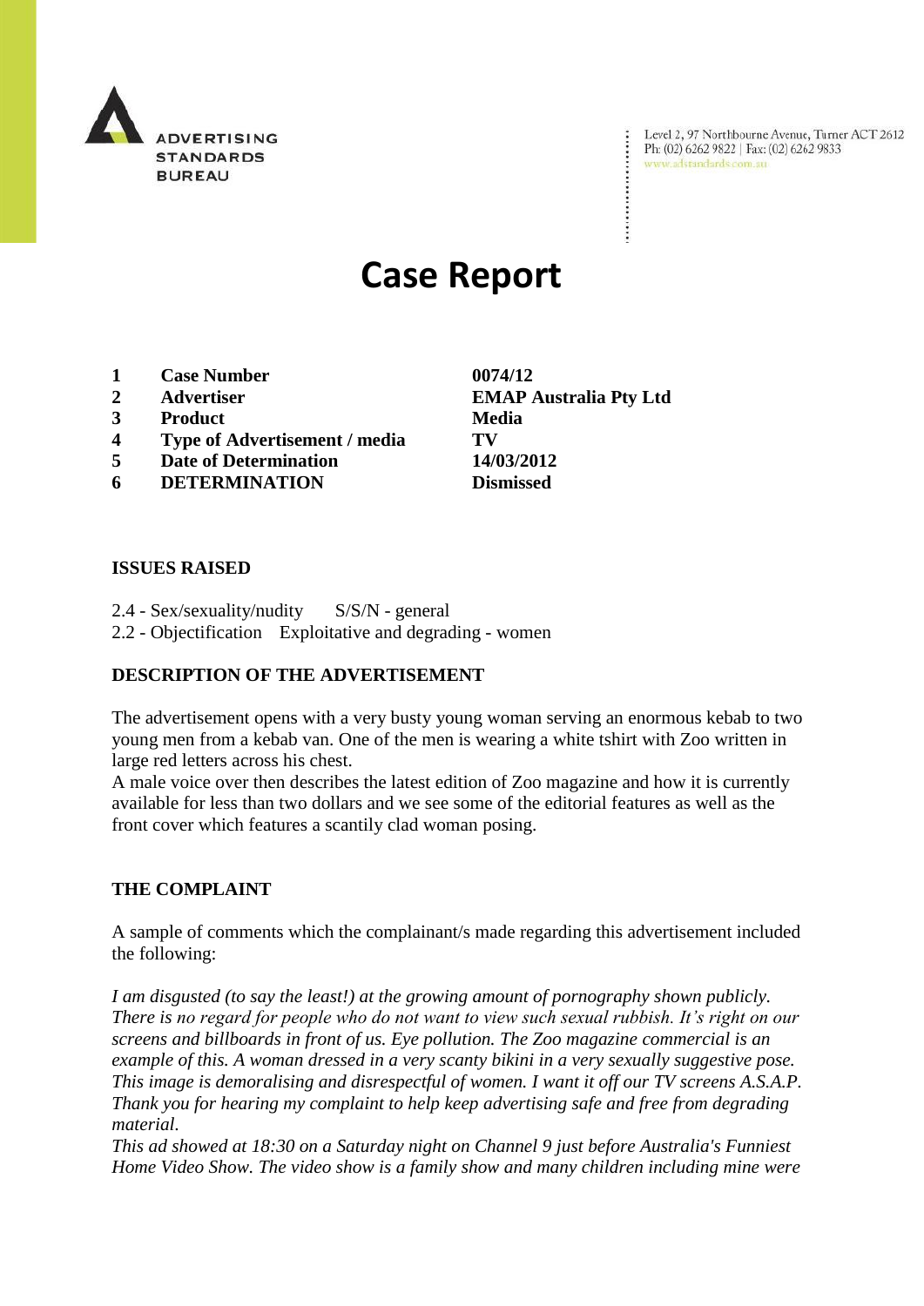ADVERTISING STANDARDS BUREAU

Level 2, 97 Northbourne Avenue, Turner ACT 2612
Ph: (02) 6262 9822 | Fax: (02) 6262 9833
www.adstandards.com.au

# Case Report

| | | |
|---|---|---|
| **1** | **Case Number** | **0074/12** |
| **2** | **Advertiser** | **EMAP Australia Pty Ltd** |
| **3** | **Product** | **Media** |
| **4** | **Type of Advertisement / media** | **TV** |
| **5** | **Date of Determination** | **14/03/2012** |
| **6** | **DETERMINATION** | **Dismissed** |

## ISSUES RAISED

2.4 - Sex/sexuality/nudity S/S/N - general
2.2 - Objectification Exploitative and degrading - women

## DESCRIPTION OF THE ADVERTISEMENT

The advertisement opens with a very busty young woman serving an enormous kebab to two young men from a kebab van. One of the men is wearing a white tshirt with Zoo written in large red letters across his chest.
A male voice over then describes the latest edition of Zoo magazine and how it is currently available for less than two dollars and we see some of the editorial features as well as the front cover which features a scantily clad woman posing.

## THE COMPLAINT

A sample of comments which the complainant/s made regarding this advertisement included the following:

*I am disgusted (to say the least!) at the growing amount of pornography shown publicly. There is no regard for people who do not want to view such sexual rubbish. It's right on our screens and billboards in front of us. Eye pollution. The Zoo magazine commercial is an example of this. A woman dressed in a very scanty bikini in a very sexually suggestive pose. This image is demoralising and disrespectful of women. I want it off our TV screens A.S.A.P. Thank you for hearing my complaint to help keep advertising safe and free from degrading material.*
*This ad showed at 18:30 on a Saturday night on Channel 9 just before Australia's Funniest Home Video Show. The video show is a family show and many children including mine were*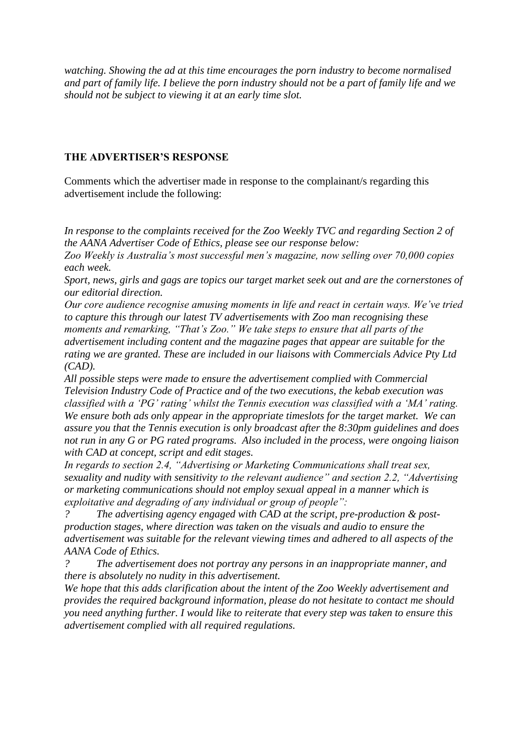*watching. Showing the ad at this time encourages the porn industry to become normalised and part of family life. I believe the porn industry should not be a part of family life and we should not be subject to viewing it at an early time slot.*

### THE ADVERTISER'S RESPONSE

Comments which the advertiser made in response to the complainant/s regarding this advertisement include the following:

*In response to the complaints received for the Zoo Weekly TVC and regarding Section 2 of the AANA Advertiser Code of Ethics, please see our response below:*
*Zoo Weekly is Australia's most successful men's magazine, now selling over 70,000 copies each week.*
*Sport, news, girls and gags are topics our target market seek out and are the cornerstones of our editorial direction.*
*Our core audience recognise amusing moments in life and react in certain ways. We've tried to capture this through our latest TV advertisements with Zoo man recognising these moments and remarking, "That's Zoo." We take steps to ensure that all parts of the advertisement including content and the magazine pages that appear are suitable for the rating we are granted. These are included in our liaisons with Commercials Advice Pty Ltd (CAD).*
*All possible steps were made to ensure the advertisement complied with Commercial Television Industry Code of Practice and of the two executions, the kebab execution was classified with a 'PG' rating' whilst the Tennis execution was classified with a 'MA' rating. We ensure both ads only appear in the appropriate timeslots for the target market. We can assure you that the Tennis execution is only broadcast after the 8:30pm guidelines and does not run in any G or PG rated programs. Also included in the process, were ongoing liaison with CAD at concept, script and edit stages.*
*In regards to section 2.4, "Advertising or Marketing Communications shall treat sex, sexuality and nudity with sensitivity to the relevant audience" and section 2.2, "Advertising or marketing communications should not employ sexual appeal in a manner which is exploitative and degrading of any individual or group of people":*
*? The advertising agency engaged with CAD at the script, pre-production & post-production stages, where direction was taken on the visuals and audio to ensure the advertisement was suitable for the relevant viewing times and adhered to all aspects of the AANA Code of Ethics.*
*? The advertisement does not portray any persons in an inappropriate manner, and there is absolutely no nudity in this advertisement.*
*We hope that this adds clarification about the intent of the Zoo Weekly advertisement and provides the required background information, please do not hesitate to contact me should you need anything further. I would like to reiterate that every step was taken to ensure this advertisement complied with all required regulations.*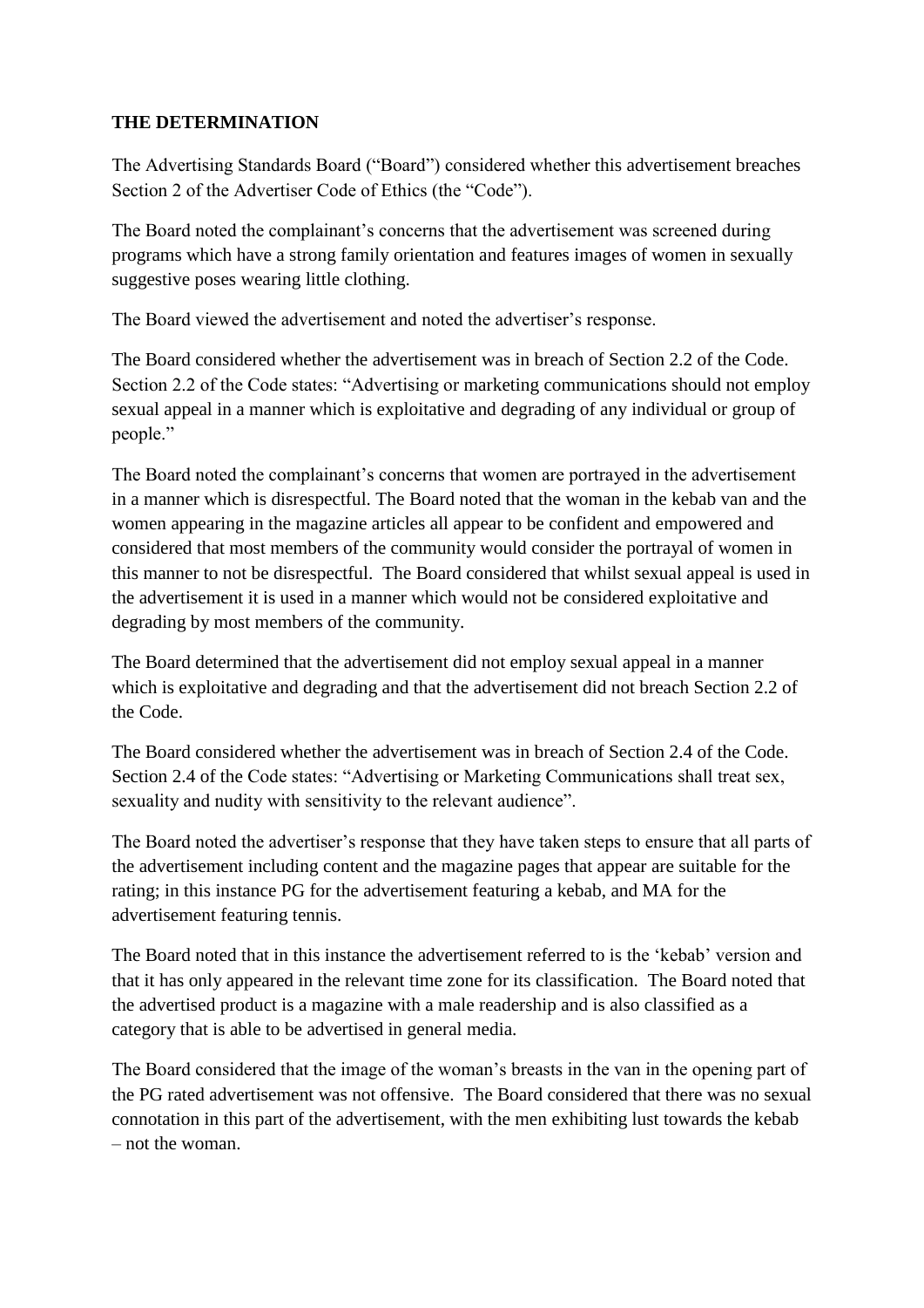**THE DETERMINATION**

The Advertising Standards Board ("Board") considered whether this advertisement breaches Section 2 of the Advertiser Code of Ethics (the "Code").

The Board noted the complainant's concerns that the advertisement was screened during programs which have a strong family orientation and features images of women in sexually suggestive poses wearing little clothing.

The Board viewed the advertisement and noted the advertiser's response.

The Board considered whether the advertisement was in breach of Section 2.2 of the Code. Section 2.2 of the Code states: "Advertising or marketing communications should not employ sexual appeal in a manner which is exploitative and degrading of any individual or group of people."

The Board noted the complainant's concerns that women are portrayed in the advertisement in a manner which is disrespectful. The Board noted that the woman in the kebab van and the women appearing in the magazine articles all appear to be confident and empowered and considered that most members of the community would consider the portrayal of women in this manner to not be disrespectful. The Board considered that whilst sexual appeal is used in the advertisement it is used in a manner which would not be considered exploitative and degrading by most members of the community.

The Board determined that the advertisement did not employ sexual appeal in a manner which is exploitative and degrading and that the advertisement did not breach Section 2.2 of the Code.

The Board considered whether the advertisement was in breach of Section 2.4 of the Code. Section 2.4 of the Code states: "Advertising or Marketing Communications shall treat sex, sexuality and nudity with sensitivity to the relevant audience".

The Board noted the advertiser's response that they have taken steps to ensure that all parts of the advertisement including content and the magazine pages that appear are suitable for the rating; in this instance PG for the advertisement featuring a kebab, and MA for the advertisement featuring tennis.

The Board noted that in this instance the advertisement referred to is the 'kebab' version and that it has only appeared in the relevant time zone for its classification. The Board noted that the advertised product is a magazine with a male readership and is also classified as a category that is able to be advertised in general media.

The Board considered that the image of the woman's breasts in the van in the opening part of the PG rated advertisement was not offensive. The Board considered that there was no sexual connotation in this part of the advertisement, with the men exhibiting lust towards the kebab – not the woman.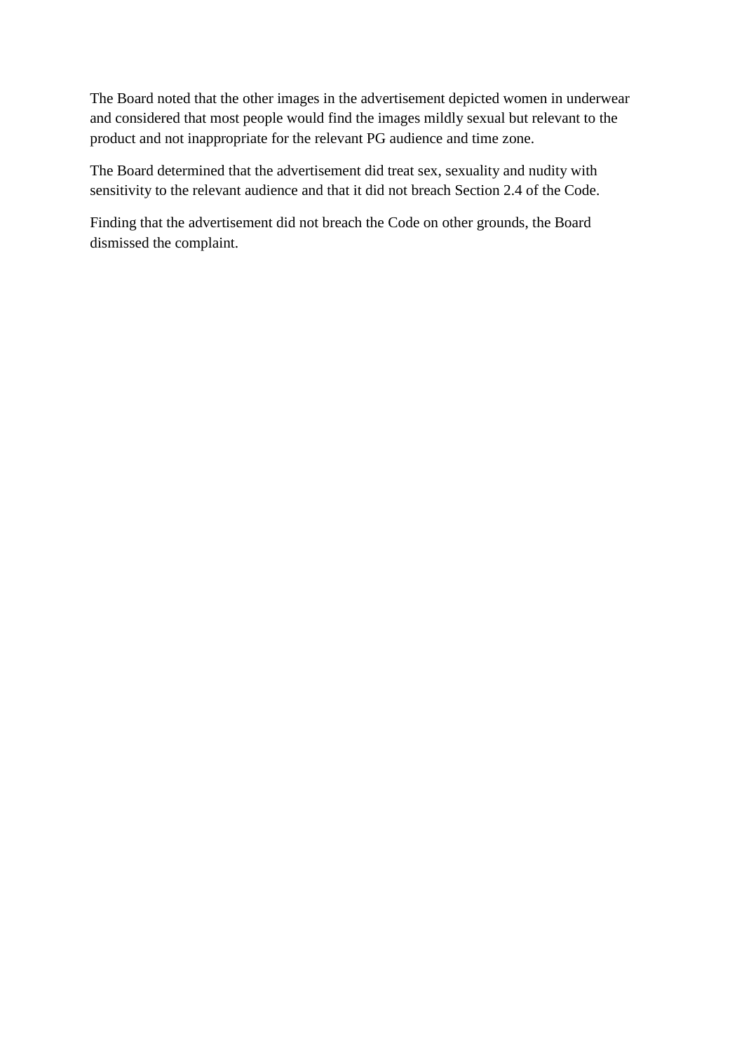The Board noted that the other images in the advertisement depicted women in underwear and considered that most people would find the images mildly sexual but relevant to the product and not inappropriate for the relevant PG audience and time zone.

The Board determined that the advertisement did treat sex, sexuality and nudity with sensitivity to the relevant audience and that it did not breach Section 2.4 of the Code.

Finding that the advertisement did not breach the Code on other grounds, the Board dismissed the complaint.